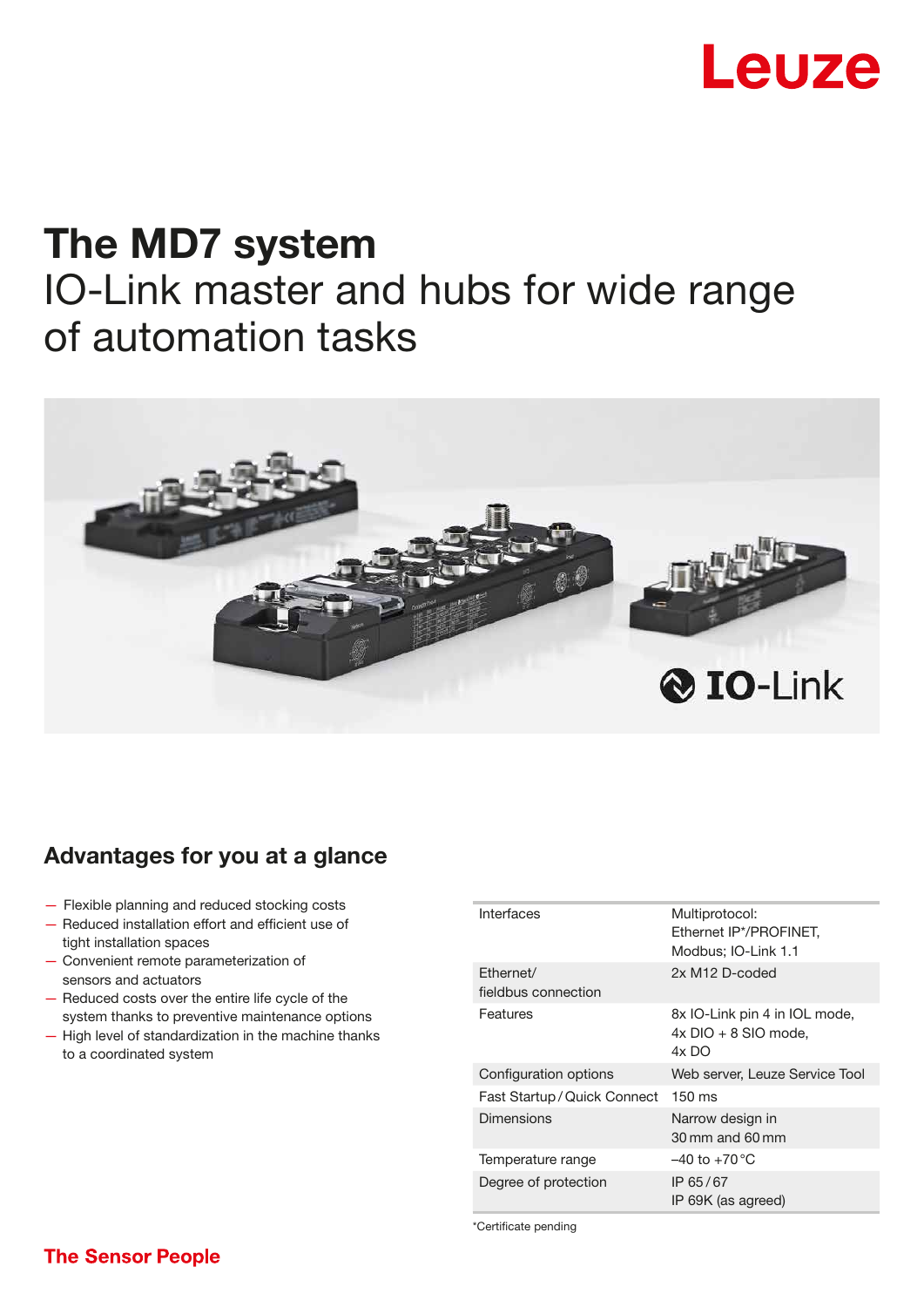# The MD7 system

IO-Link master and hubs for wide range of automation tasks

## Advantages for you at a glance

- Flexible planning and reduced stocking costs
- Reduced installation effort and efficient use of tight installation spaces
- Convenient remote parameterization of sensors and actuators
- Reduced costs over the entire life cycle of the system thanks to preventive maintenance options
- High level of standardization in the machine thanks to a coordinated system

| | |
|---|---|
| Interfaces | Multiprotocol: Ethernet IP*/PROFINET, Modbus; IO-Link 1.1 |
| Ethernet/ fieldbus connection | 2x M12 D-coded |
| Features | 8x IO-Link pin 4 in IOL mode, 4x DIO + 8 SIO mode, 4x DO |
| Configuration options | Web server, Leuze Service Tool |
| Fast Startup / Quick Connect | 150 ms |
| Dimensions | Narrow design in 30 mm and 60 mm |
| Temperature range | –40 to +70 °C |
| Degree of protection | IP 65 / 67 IP 69K (as agreed) |

*Certificate pending

**The Sensor People**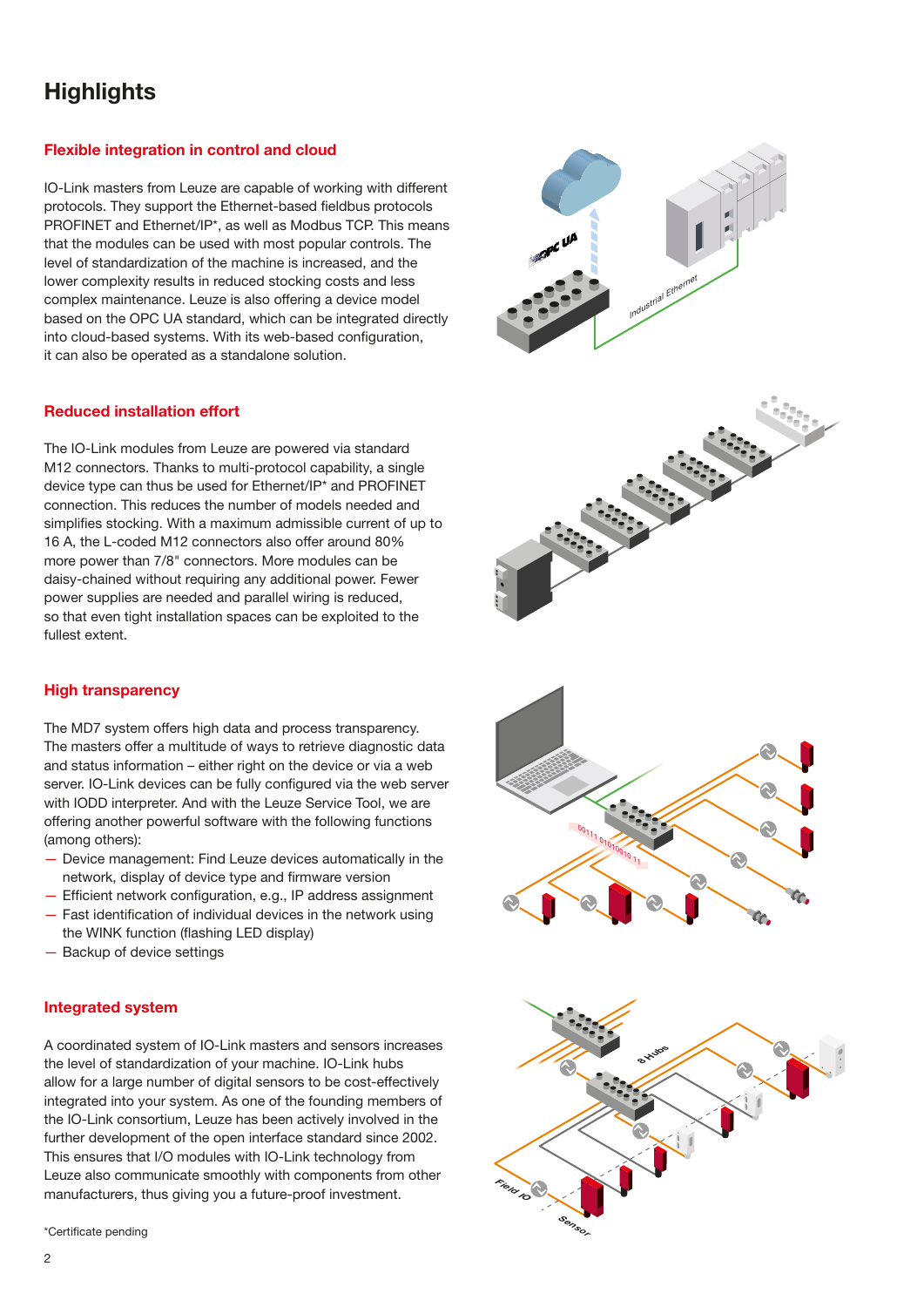# Highlights

## Flexible integration in control and cloud

IO-Link masters from Leuze are capable of working with different protocols. They support the Ethernet-based fieldbus protocols PROFINET and Ethernet/IP*, as well as Modbus TCP. This means that the modules can be used with most popular controls. The level of standardization of the machine is increased, and the lower complexity results in reduced stocking costs and less complex maintenance. Leuze is also offering a device model based on the OPC UA standard, which can be integrated directly into cloud-based systems. With its web-based configuration, it can also be operated as a standalone solution.

## Reduced installation effort

The IO-Link modules from Leuze are powered via standard M12 connectors. Thanks to multi-protocol capability, a single device type can thus be used for Ethernet/IP* and PROFINET connection. This reduces the number of models needed and simplifies stocking. With a maximum admissible current of up to 16 A, the L-coded M12 connectors also offer around 80% more power than 7/8" connectors. More modules can be daisy-chained without requiring any additional power. Fewer power supplies are needed and parallel wiring is reduced, so that even tight installation spaces can be exploited to the fullest extent.

## High transparency

The MD7 system offers high data and process transparency. The masters offer a multitude of ways to retrieve diagnostic data and status information – either right on the device or via a web server. IO-Link devices can be fully configured via the web server with IODD interpreter. And with the Leuze Service Tool, we are offering another powerful software with the following functions (among others):

- Device management: Find Leuze devices automatically in the network, display of device type and firmware version
- Efficient network configuration, e.g., IP address assignment
- Fast identification of individual devices in the network using the WINK function (flashing LED display)
- Backup of device settings

## Integrated system

A coordinated system of IO-Link masters and sensors increases the level of standardization of your machine. IO-Link hubs allow for a large number of digital sensors to be cost-effectively integrated into your system. As one of the founding members of the IO-Link consortium, Leuze has been actively involved in the further development of the open interface standard since 2002. This ensures that I/O modules with IO-Link technology from Leuze also communicate smoothly with components from other manufacturers, thus giving you a future-proof investment.

*Certificate pending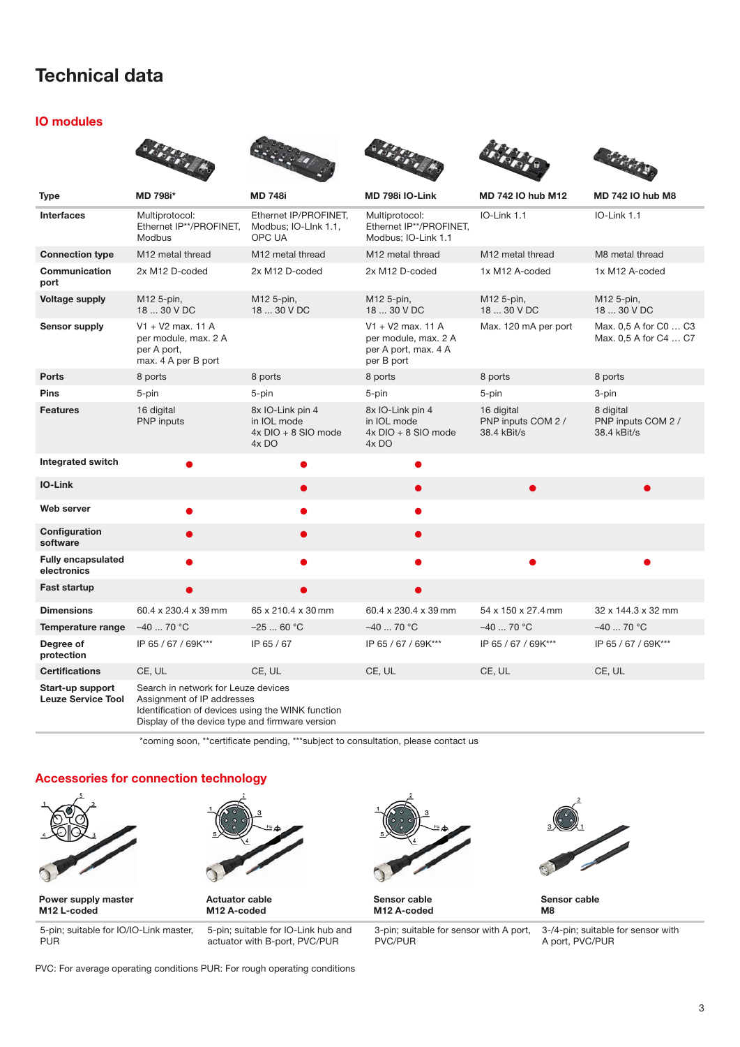# Technical data

## IO modules

| Type | MD 798i* | MD 748i | MD 798i IO-Link | MD 742 IO hub M12 | MD 742 IO hub M8 |
|---|---|---|---|---|---|
| **Interfaces** | Multiprotocol: Ethernet IP**/PROFINET, Modbus | Ethernet IP/PROFINET, Modbus; IO-LInk 1.1, OPC UA | Multiprotocol: Ethernet IP**/PROFINET, Modbus; IO-Link 1.1 | IO-Link 1.1 | IO-Link 1.1 |
| **Connection type** | M12 metal thread | M12 metal thread | M12 metal thread | M12 metal thread | M8 metal thread |
| **Communication port** | 2x M12 D-coded | 2x M12 D-coded | 2x M12 D-coded | 1x M12 A-coded | 1x M12 A-coded |
| **Voltage supply** | M12 5-pin, 18 ... 30 V DC | M12 5-pin, 18 ... 30 V DC | M12 5-pin, 18 ... 30 V DC | M12 5-pin, 18 ... 30 V DC | M12 5-pin, 18 ... 30 V DC |
| **Sensor supply** | V1 + V2 max. 11 A per module, max. 2 A per A port, max. 4 A per B port | | V1 + V2 max. 11 A per module, max. 2 A per A port, max. 4 A per B port | Max. 120 mA per port | Max. 0,5 A for C0 … C3 Max. 0,5 A for C4 … C7 |
| **Ports** | 8 ports | 8 ports | 8 ports | 8 ports | 8 ports |
| **Pins** | 5-pin | 5-pin | 5-pin | 5-pin | 3-pin |
| **Features** | 16 digital PNP inputs | 8x IO-Link pin 4 in IOL mode 4x DIO + 8 SIO mode 4x DO | 8x IO-Link pin 4 in IOL mode 4x DIO + 8 SIO mode 4x DO | 16 digital PNP inputs COM 2 / 38.4 kBit/s | 8 digital PNP inputs COM 2 / 38.4 kBit/s |
| **Integrated switch** | ● | ● | ● | | |
| **IO-Link** | | ● | ● | ● | ● |
| **Web server** | ● | ● | ● | | |
| **Configuration software** | ● | ● | ● | | |
| **Fully encapsulated electronics** | ● | ● | ● | ● | ● |
| **Fast startup** | ● | ● | ● | | |
| **Dimensions** | 60.4 x 230.4 x 39 mm | 65 x 210.4 x 30 mm | 60.4 x 230.4 x 39 mm | 54 x 150 x 27.4 mm | 32 x 144.3 x 32 mm |
| **Temperature range** | –40 … 70 °C | –25 … 60 °C | –40 … 70 °C | –40 … 70 °C | –40 … 70 °C |
| **Degree of protection** | IP 65 / 67 / 69K*** | IP 65 / 67 | IP 65 / 67 / 69K*** | IP 65 / 67 / 69K*** | IP 65 / 67 / 69K*** |
| **Certifications** | CE, UL | CE, UL | CE, UL | CE, UL | CE, UL |
| **Start-up support Leuze Service Tool** | Search in network for Leuze devices<br>Assignment of IP addresses<br>Identification of devices using the WINK function<br>Display of the device type and firmware version | | | | |

*coming soon, **certificate pending, ***subject to consultation, please contact us

## Accessories for connection technology

| Power supply master M12 L-coded | Actuator cable M12 A-coded | Sensor cable M12 A-coded | Sensor cable M8 |
|---|---|---|---|
| 5-pin; suitable for IO/IO-Link master, PUR | 5-pin; suitable for IO-Link hub and actuator with B-port, PVC/PUR | 3-pin; suitable for sensor with A port, PVC/PUR | 3-/4-pin; suitable for sensor with A port, PVC/PUR |

PVC: For average operating conditions PUR: For rough operating conditions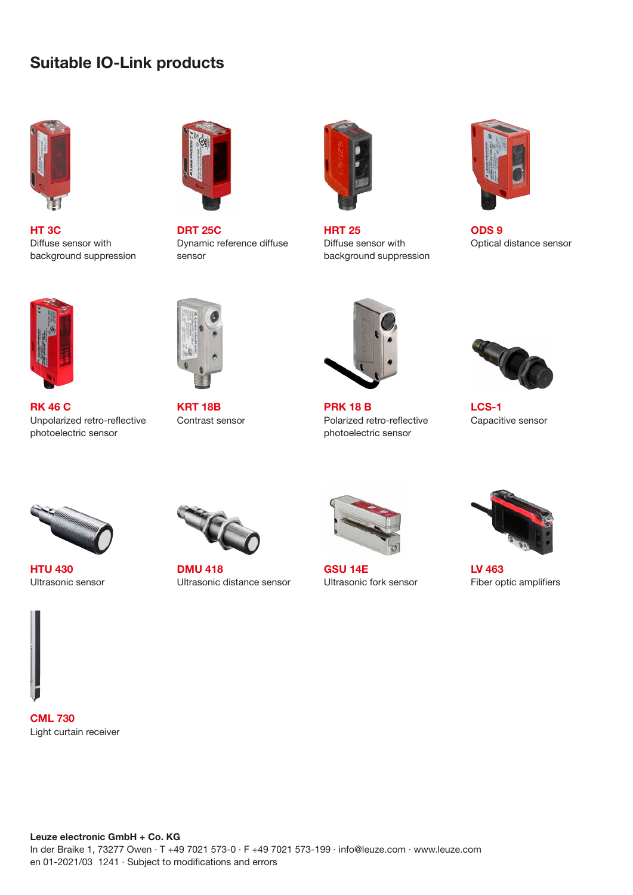## Suitable IO-Link products

**HT 3C**
Diffuse sensor with background suppression

**DRT 25C**
Dynamic reference diffuse sensor

**HRT 25**
Diffuse sensor with background suppression

**ODS 9**
Optical distance sensor

**RK 46 C**
Unpolarized retro-reflective photoelectric sensor

**KRT 18B**
Contrast sensor

**PRK 18 B**
Polarized retro-reflective photoelectric sensor

**LCS-1**
Capacitive sensor

**HTU 430**
Ultrasonic sensor

**DMU 418**
Ultrasonic distance sensor

**GSU 14E**
Ultrasonic fork sensor

**LV 463**
Fiber optic amplifiers

**CML 730**
Light curtain receiver

**Leuze electronic GmbH + Co. KG**
In der Braike 1, 73277 Owen · T +49 7021 573-0 · F +49 7021 573-199 · info@leuze.com · www.leuze.com
en 01-2021/03 1241 · Subject to modifications and errors